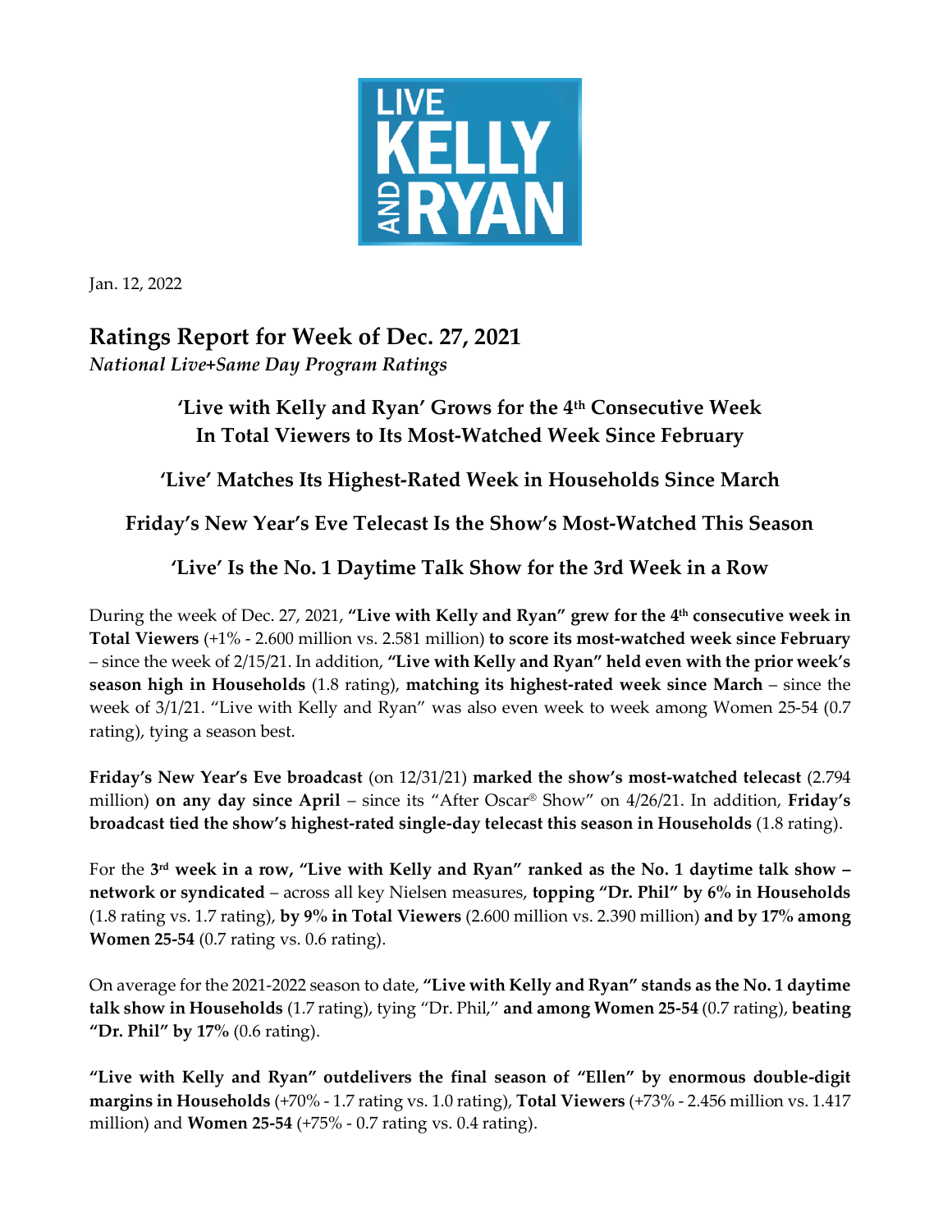Jan. 12, 2022

# Ratings Report for Week of Dec. 27, 2021

*National Live+Same Day Program Ratings*

## 'Live with Kelly and Ryan' Grows for the 4th Consecutive Week In Total Viewers to Its Most-Watched Week Since February

## 'Live' Matches Its Highest-Rated Week in Households Since March

## Friday's New Year's Eve Telecast Is the Show's Most-Watched This Season

## 'Live' Is the No. 1 Daytime Talk Show for the 3rd Week in a Row

During the week of Dec. 27, 2021, **"Live with Kelly and Ryan" grew for the 4th consecutive week in Total Viewers** (+1% - 2.600 million vs. 2.581 million) **to score its most-watched week since February** – since the week of 2/15/21. In addition, **"Live with Kelly and Ryan" held even with the prior week's season high in Households** (1.8 rating), **matching its highest-rated week since March** – since the week of 3/1/21. "Live with Kelly and Ryan" was also even week to week among Women 25-54 (0.7 rating), tying a season best.

**Friday's New Year's Eve broadcast** (on 12/31/21) **marked the show's most-watched telecast** (2.794 million) **on any day since April** – since its "After Oscar® Show" on 4/26/21. In addition, **Friday's broadcast tied the show's highest-rated single-day telecast this season in Households** (1.8 rating).

For the **3rd week in a row, "Live with Kelly and Ryan" ranked as the No. 1 daytime talk show – network or syndicated** – across all key Nielsen measures, **topping "Dr. Phil" by 6% in Households** (1.8 rating vs. 1.7 rating), **by 9% in Total Viewers** (2.600 million vs. 2.390 million) **and by 17% among Women 25-54** (0.7 rating vs. 0.6 rating).

On average for the 2021-2022 season to date, **"Live with Kelly and Ryan" stands as the No. 1 daytime talk show in Households** (1.7 rating), tying "Dr. Phil," **and among Women 25-54** (0.7 rating), **beating "Dr. Phil" by 17%** (0.6 rating).

**"Live with Kelly and Ryan" outdelivers the final season of "Ellen" by enormous double-digit margins in Households** (+70% - 1.7 rating vs. 1.0 rating), **Total Viewers** (+73% - 2.456 million vs. 1.417 million) and **Women 25-54** (+75% - 0.7 rating vs. 0.4 rating).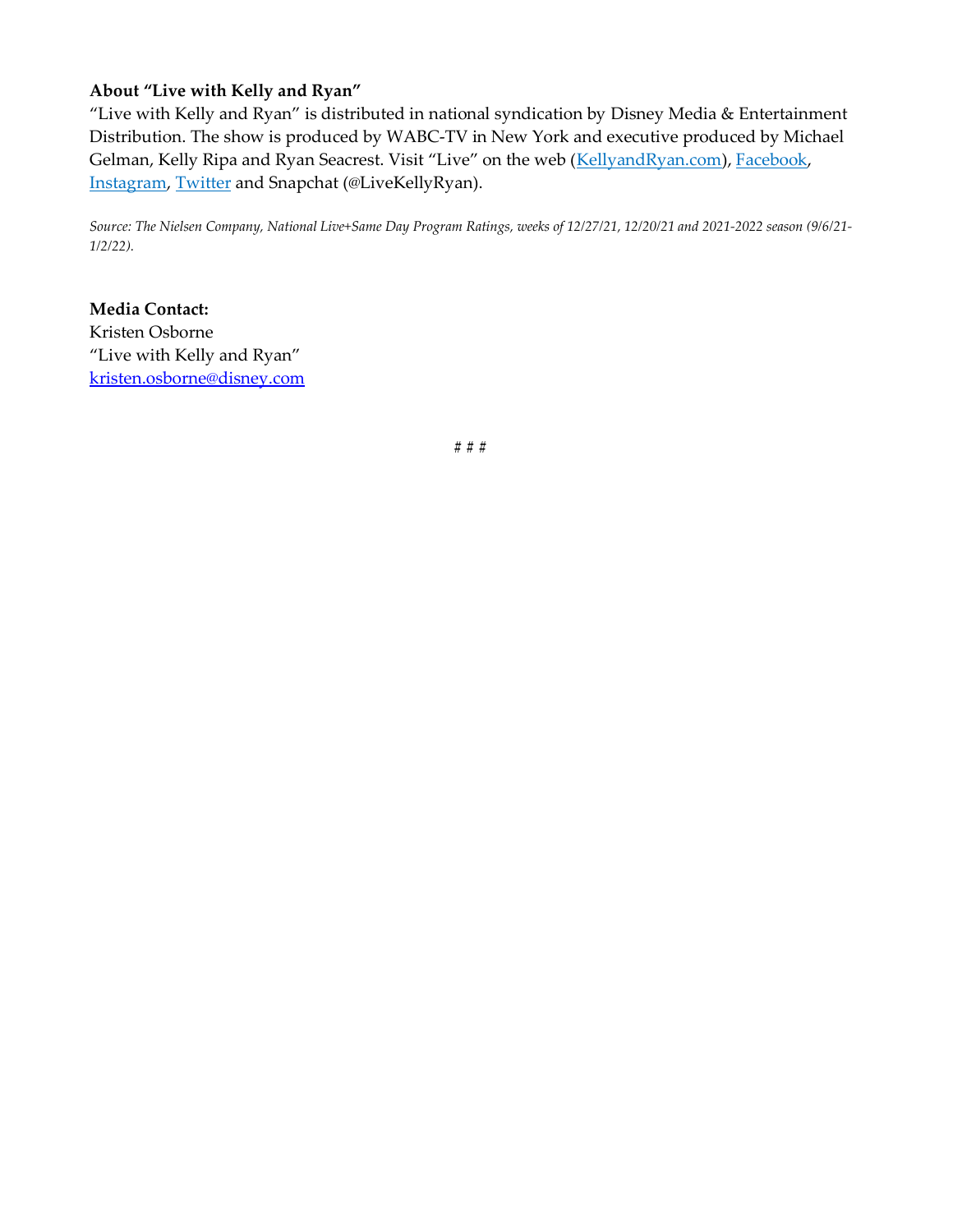**About "Live with Kelly and Ryan"**

"Live with Kelly and Ryan" is distributed in national syndication by Disney Media & Entertainment Distribution. The show is produced by WABC-TV in New York and executive produced by Michael Gelman, Kelly Ripa and Ryan Seacrest. Visit "Live" on the web (KellyandRyan.com), Facebook, Instagram, Twitter and Snapchat (@LiveKellyRyan).

*Source: The Nielsen Company, National Live+Same Day Program Ratings, weeks of 12/27/21, 12/20/21 and 2021-2022 season (9/6/21-1/2/22).*

**Media Contact:**
Kristen Osborne
"Live with Kelly and Ryan"
kristen.osborne@disney.com

# # #